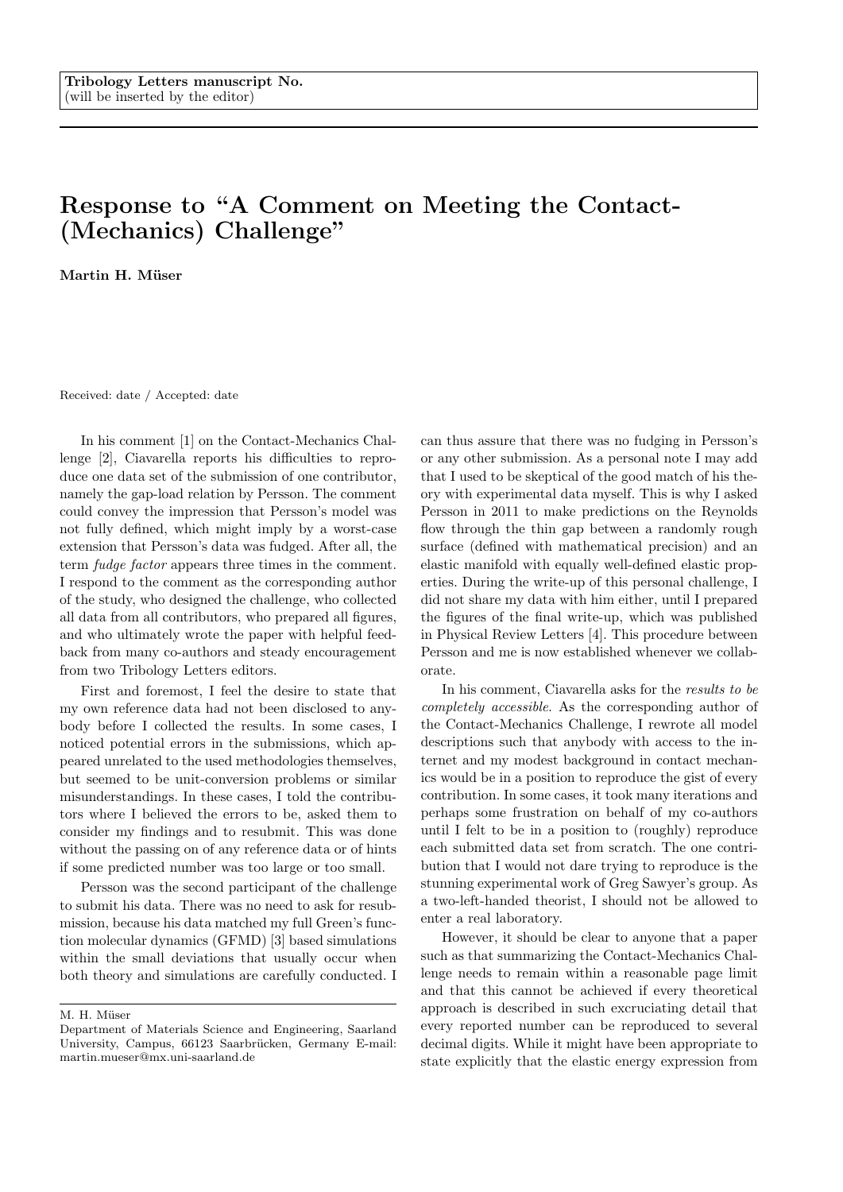Tribology Letters manuscript No.
(will be inserted by the editor)

# Response to "A Comment on Meeting the Contact-(Mechanics) Challenge"

**Martin H. Müser**

Received: date / Accepted: date

In his comment [1] on the Contact-Mechanics Challenge [2], Ciavarella reports his difficulties to reproduce one data set of the submission of one contributor, namely the gap-load relation by Persson. The comment could convey the impression that Persson's model was not fully defined, which might imply by a worst-case extension that Persson's data was fudged. After all, the term *fudge factor* appears three times in the comment. I respond to the comment as the corresponding author of the study, who designed the challenge, who collected all data from all contributors, who prepared all figures, and who ultimately wrote the paper with helpful feedback from many co-authors and steady encouragement from two Tribology Letters editors.

First and foremost, I feel the desire to state that my own reference data had not been disclosed to anybody before I collected the results. In some cases, I noticed potential errors in the submissions, which appeared unrelated to the used methodologies themselves, but seemed to be unit-conversion problems or similar misunderstandings. In these cases, I told the contributors where I believed the errors to be, asked them to consider my findings and to resubmit. This was done without the passing on of any reference data or of hints if some predicted number was too large or too small.

Persson was the second participant of the challenge to submit his data. There was no need to ask for resubmission, because his data matched my full Green's function molecular dynamics (GFMD) [3] based simulations within the small deviations that usually occur when both theory and simulations are carefully conducted. I can thus assure that there was no fudging in Persson's or any other submission. As a personal note I may add that I used to be skeptical of the good match of his theory with experimental data myself. This is why I asked Persson in 2011 to make predictions on the Reynolds flow through the thin gap between a randomly rough surface (defined with mathematical precision) and an elastic manifold with equally well-defined elastic properties. During the write-up of this personal challenge, I did not share my data with him either, until I prepared the figures of the final write-up, which was published in Physical Review Letters [4]. This procedure between Persson and me is now established whenever we collaborate.

In his comment, Ciavarella asks for the *results to be completely accessible*. As the corresponding author of the Contact-Mechanics Challenge, I rewrote all model descriptions such that anybody with access to the internet and my modest background in contact mechanics would be in a position to reproduce the gist of every contribution. In some cases, it took many iterations and perhaps some frustration on behalf of my co-authors until I felt to be in a position to (roughly) reproduce each submitted data set from scratch. The one contribution that I would not dare trying to reproduce is the stunning experimental work of Greg Sawyer's group. As a two-left-handed theorist, I should not be allowed to enter a real laboratory.

However, it should be clear to anyone that a paper such as that summarizing the Contact-Mechanics Challenge needs to remain within a reasonable page limit and that this cannot be achieved if every theoretical approach is described in such excruciating detail that every reported number can be reproduced to several decimal digits. While it might have been appropriate to state explicitly that the elastic energy expression from

M. H. Müser
Department of Materials Science and Engineering, Saarland University, Campus, 66123 Saarbrücken, Germany E-mail: martin.mueser@mx.uni-saarland.de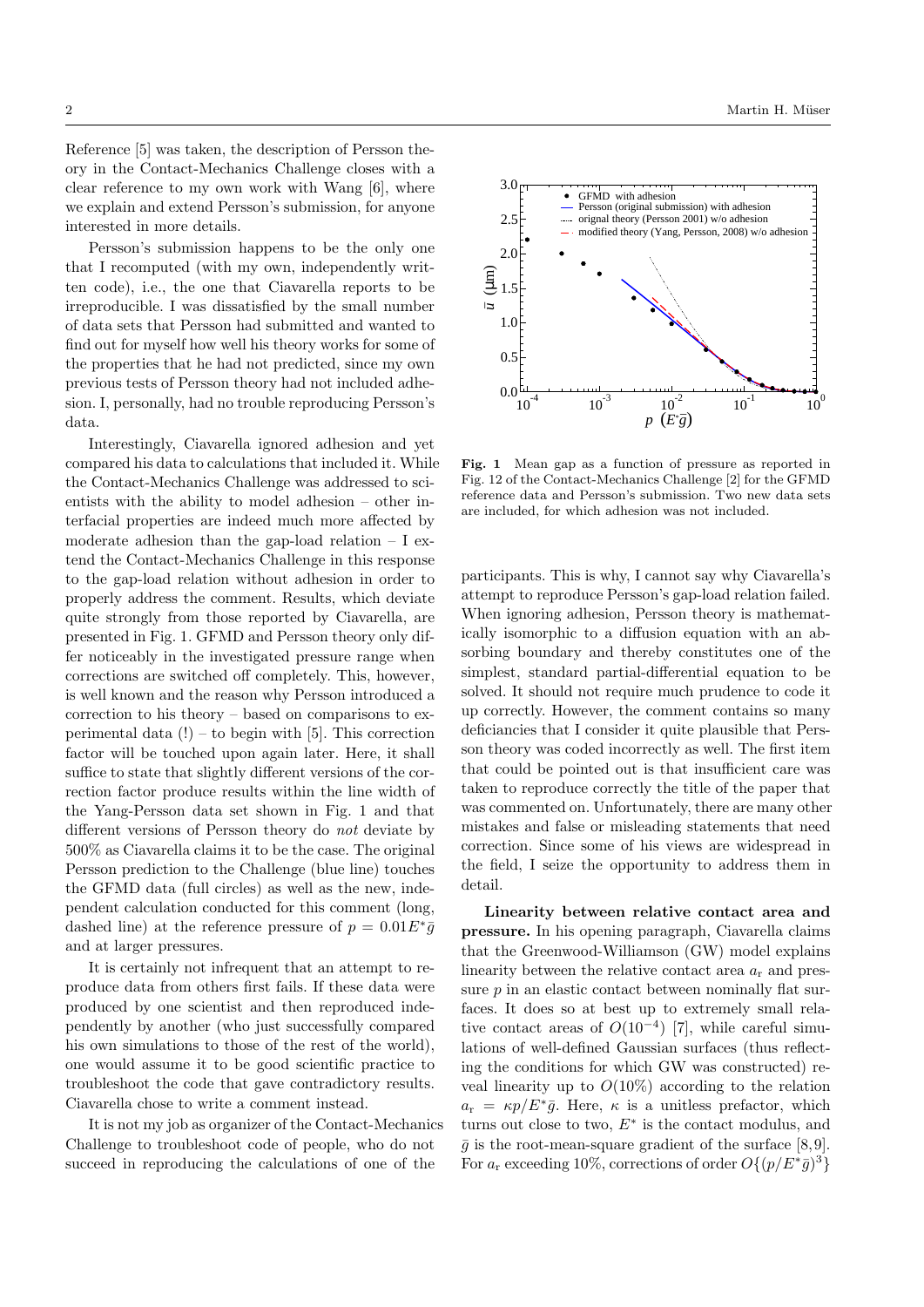Reference [5] was taken, the description of Persson theory in the Contact-Mechanics Challenge closes with a clear reference to my own work with Wang [6], where we explain and extend Persson's submission, for anyone interested in more details.

Persson's submission happens to be the only one that I recomputed (with my own, independently written code), i.e., the one that Ciavarella reports to be irreproducible. I was dissatisfied by the small number of data sets that Persson had submitted and wanted to find out for myself how well his theory works for some of the properties that he had not predicted, since my own previous tests of Persson theory had not included adhesion. I, personally, had no trouble reproducing Persson's data.

Interestingly, Ciavarella ignored adhesion and yet compared his data to calculations that included it. While the Contact-Mechanics Challenge was addressed to scientists with the ability to model adhesion – other interfacial properties are indeed much more affected by moderate adhesion than the gap-load relation – I extend the Contact-Mechanics Challenge in this response to the gap-load relation without adhesion in order to properly address the comment. Results, which deviate quite strongly from those reported by Ciavarella, are presented in Fig. 1. GFMD and Persson theory only differ noticeably in the investigated pressure range when corrections are switched off completely. This, however, is well known and the reason why Persson introduced a correction to his theory – based on comparisons to experimental data (!) – to begin with [5]. This correction factor will be touched upon again later. Here, it shall suffice to state that slightly different versions of the correction factor produce results within the line width of the Yang-Persson data set shown in Fig. 1 and that different versions of Persson theory do *not* deviate by 500% as Ciavarella claims it to be the case. The original Persson prediction to the Challenge (blue line) touches the GFMD data (full circles) as well as the new, independent calculation conducted for this comment (long, dashed line) at the reference pressure of $p = 0.01E^*\bar{g}$ and at larger pressures.

It is certainly not infrequent that an attempt to reproduce data from others first fails. If these data were produced by one scientist and then reproduced independently by another (who just successfully compared his own simulations to those of the rest of the world), one would assume it to be good scientific practice to troubleshoot the code that gave contradictory results. Ciavarella chose to write a comment instead.

It is not my job as organizer of the Contact-Mechanics Challenge to troubleshoot code of people, who do not succeed in reproducing the calculations of one of the participants. This is why, I cannot say why Ciavarella's attempt to reproduce Persson's gap-load relation failed. When ignoring adhesion, Persson theory is mathematically isomorphic to a diffusion equation with an absorbing boundary and thereby constitutes one of the simplest, standard partial-differential equation to be solved. It should not require much prudence to code it up correctly. However, the comment contains so many deficiancies that I consider it quite plausible that Persson theory was coded incorrectly as well. The first item that could be pointed out is that insufficient care was taken to reproduce correctly the title of the paper that was commented on. Unfortunately, there are many other mistakes and false or misleading statements that need correction. Since some of his views are widespread in the field, I seize the opportunity to address them in detail.

**Fig. 1** Mean gap as a function of pressure as reported in Fig. 12 of the Contact-Mechanics Challenge [2] for the GFMD reference data and Persson's submission. Two new data sets are included, for which adhesion was not included.

**Linearity between relative contact area and pressure.** In his opening paragraph, Ciavarella claims that the Greenwood-Williamson (GW) model explains linearity between the relative contact area $a_{\rm r}$ and pressure $p$ in an elastic contact between nominally flat surfaces. It does so at best up to extremely small relative contact areas of $O(10^{-4})$ [7], while careful simulations of well-defined Gaussian surfaces (thus reflecting the conditions for which GW was constructed) reveal linearity up to $O(10\%)$ according to the relation $a_{\rm r} = \kappa p/E^*\bar{g}$. Here, $\kappa$ is a unitless prefactor, which turns out close to two, $E^*$ is the contact modulus, and $\bar{g}$ is the root-mean-square gradient of the surface [8,9]. For $a_{\rm r}$ exceeding 10%, corrections of order $O\{(p/E^*\bar{g})^3\}$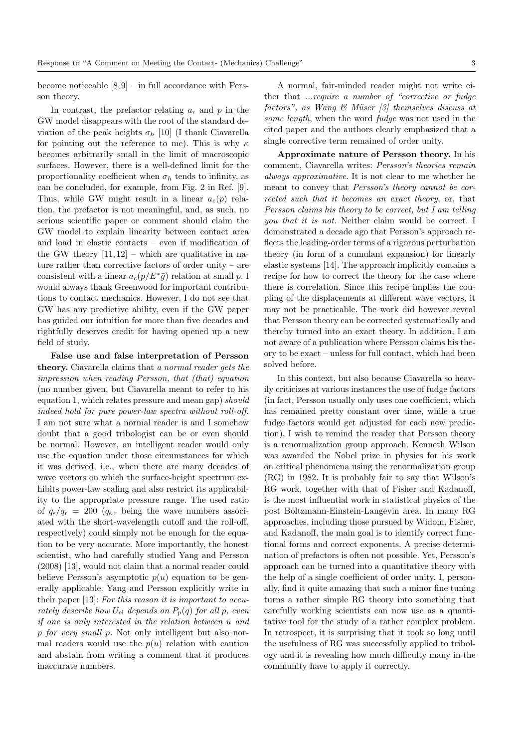become noticeable [8,9] – in full accordance with Persson theory.

In contrast, the prefactor relating $a_\mathrm{r}$ and $p$ in the GW model disappears with the root of the standard deviation of the peak heights $\sigma_h$ [10] (I thank Ciavarella for pointing out the reference to me). This is why $\kappa$ becomes arbitrarily small in the limit of macroscopic surfaces. However, there is a well-defined limit for the proportionality coefficient when $\sigma_h$ tends to infinity, as can be concluded, for example, from Fig. 2 in Ref. [9]. Thus, while GW might result in a linear $a_\mathrm{r}(p)$ relation, the prefactor is not meaningful, and, as such, no serious scientific paper or comment should claim the GW model to explain linearity between contact area and load in elastic contacts – even if modification of the GW theory [11,12] – which are qualitative in nature rather than corrective factors of order unity – are consistent with a linear $a_\mathrm{c}(p/E^*\bar{g})$ relation at small $p$. I would always thank Greenwood for important contributions to contact mechanics. However, I do not see that GW has any predictive ability, even if the GW paper has guided our intuition for more than five decades and rightfully deserves credit for having opened up a new field of study.

**False use and false interpretation of Persson theory.** Ciavarella claims that *a normal reader gets the impression when reading Persson, that (that) equation* (no number given, but Ciavarella meant to refer to his equation 1, which relates pressure and mean gap) *should indeed hold for pure power-law spectra without roll-off.* I am not sure what a normal reader is and I somehow doubt that a good tribologist can be or even should be normal. However, an intelligent reader would only use the equation under those circumstances for which it was derived, i.e., when there are many decades of wave vectors on which the surface-height spectrum exhibits power-law scaling and also restrict its applicability to the appropriate pressure range. The used ratio of $q_\mathrm{s}/q_\mathrm{r} = 200$ ($q_{\mathrm{s,r}}$ being the wave numbers associated with the short-wavelength cutoff and the roll-off, respectively) could simply not be enough for the equation to be very accurate. More importantly, the honest scientist, who had carefully studied Yang and Persson (2008) [13], would not claim that a normal reader could believe Persson's asymptotic $p(u)$ equation to be generally applicable. Yang and Persson explicitly write in their paper [13]: *For this reason it is important to accurately describe how $U_\mathrm{el}$ depends on $P_p(q)$ for all $p$, even if one is only interested in the relation between $\bar{u}$ and $p$ for very small $p$.* Not only intelligent but also normal readers would use the $p(u)$ relation with caution and abstain from writing a comment that it produces inaccurate numbers.

A normal, fair-minded reader might not write either that *...require a number of "corrective or fudge factors", as Wang & Müser [3] themselves discuss at some length*, when the word *fudge* was not used in the cited paper and the authors clearly emphasized that a single corrective term remained of order unity.

**Approximate nature of Persson theory.** In his comment, Ciavarella writes: *Persson's theories remain always approximative.* It is not clear to me whether he meant to convey that *Persson's theory cannot be corrected such that it becomes an exact theory*, or, that *Persson claims his theory to be correct, but I am telling you that it is not.* Neither claim would be correct. I demonstrated a decade ago that Persson's approach reflects the leading-order terms of a rigorous perturbation theory (in form of a cumulant expansion) for linearly elastic systems [14]. The approach implicitly contains a recipe for how to correct the theory for the case where there is correlation. Since this recipe implies the coupling of the displacements at different wave vectors, it may not be practicable. The work did however reveal that Persson theory can be corrected systematically and thereby turned into an exact theory. In addition, I am not aware of a publication where Persson claims his theory to be exact – unless for full contact, which had been solved before.

In this context, but also because Ciavarella so heavily criticizes at various instances the use of fudge factors (in fact, Persson usually only uses one coefficient, which has remained pretty constant over time, while a true fudge factors would get adjusted for each new prediction), I wish to remind the reader that Persson theory is a renormalization group approach. Kenneth Wilson was awarded the Nobel prize in physics for his work on critical phenomena using the renormalization group (RG) in 1982. It is probably fair to say that Wilson's RG work, together with that of Fisher and Kadanoff, is the most influential work in statistical physics of the post Boltzmann-Einstein-Langevin area. In many RG approaches, including those pursued by Widom, Fisher, and Kadanoff, the main goal is to identify correct functional forms and correct exponents. A precise determination of prefactors is often not possible. Yet, Persson's approach can be turned into a quantitative theory with the help of a single coefficient of order unity. I, personally, find it quite amazing that such a minor fine tuning turns a rather simple RG theory into something that carefully working scientists can now use as a quantitative tool for the study of a rather complex problem. In retrospect, it is surprising that it took so long until the usefulness of RG was successfully applied to tribology and it is revealing how much difficulty many in the community have to apply it correctly.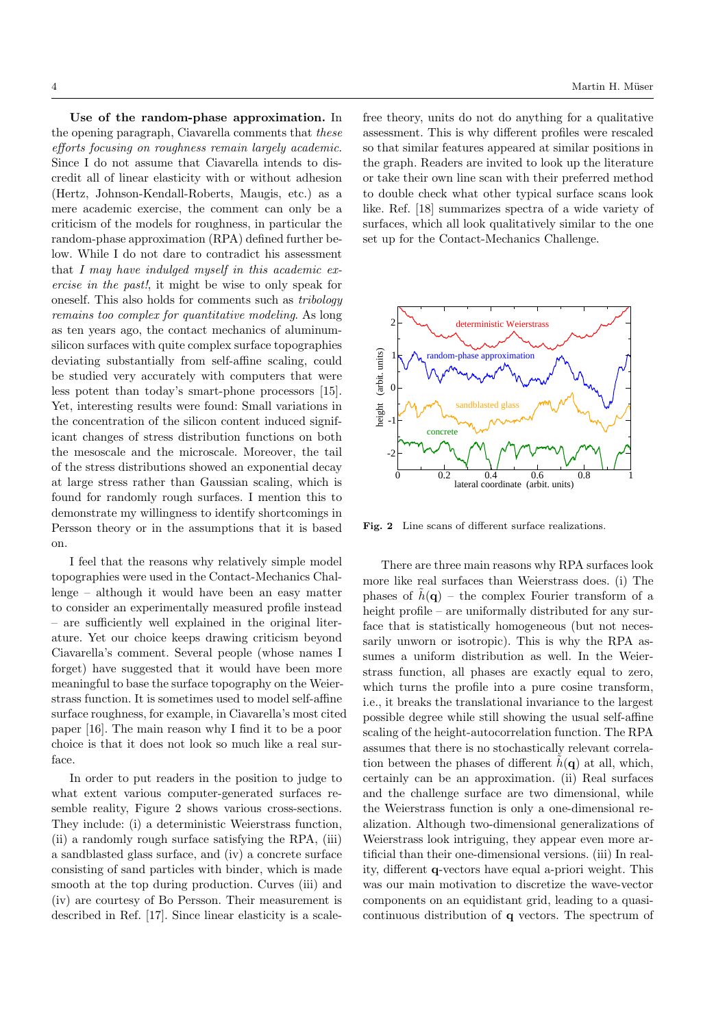**Use of the random-phase approximation.** In the opening paragraph, Ciavarella comments that *these efforts focusing on roughness remain largely academic*. Since I do not assume that Ciavarella intends to discredit all of linear elasticity with or without adhesion (Hertz, Johnson-Kendall-Roberts, Maugis, etc.) as a mere academic exercise, the comment can only be a criticism of the models for roughness, in particular the random-phase approximation (RPA) defined further below. While I do not dare to contradict his assessment that *I may have indulged myself in this academic exercise in the past!*, it might be wise to only speak for oneself. This also holds for comments such as *tribology remains too complex for quantitative modeling*. As long as ten years ago, the contact mechanics of aluminum-silicon surfaces with quite complex surface topographies deviating substantially from self-affine scaling, could be studied very accurately with computers that were less potent than today's smart-phone processors [15]. Yet, interesting results were found: Small variations in the concentration of the silicon content induced significant changes of stress distribution functions on both the mesoscale and the microscale. Moreover, the tail of the stress distributions showed an exponential decay at large stress rather than Gaussian scaling, which is found for randomly rough surfaces. I mention this to demonstrate my willingness to identify shortcomings in Persson theory or in the assumptions that it is based on.

I feel that the reasons why relatively simple model topographies were used in the Contact-Mechanics Challenge – although it would have been an easy matter to consider an experimentally measured profile instead – are sufficiently well explained in the original literature. Yet our choice keeps drawing criticism beyond Ciavarella's comment. Several people (whose names I forget) have suggested that it would have been more meaningful to base the surface topography on the Weierstrass function. It is sometimes used to model self-affine surface roughness, for example, in Ciavarella's most cited paper [16]. The main reason why I find it to be a poor choice is that it does not look so much like a real surface.

In order to put readers in the position to judge to what extent various computer-generated surfaces resemble reality, Figure 2 shows various cross-sections. They include: (i) a deterministic Weierstrass function, (ii) a randomly rough surface satisfying the RPA, (iii) a sandblasted glass surface, and (iv) a concrete surface consisting of sand particles with binder, which is made smooth at the top during production. Curves (iii) and (iv) are courtesy of Bo Persson. Their measurement is described in Ref. [17]. Since linear elasticity is a scale-free theory, units do not do anything for a qualitative assessment. This is why different profiles were rescaled so that similar features appeared at similar positions in the graph. Readers are invited to look up the literature or take their own line scan with their preferred method to double check what other typical surface scans look like. Ref. [18] summarizes spectra of a wide variety of surfaces, which all look qualitatively similar to the one set up for the Contact-Mechanics Challenge.

**Fig. 2** Line scans of different surface realizations.

There are three main reasons why RPA surfaces look more like real surfaces than Weierstrass does. (i) The phases of $\tilde{h}(\mathbf{q})$ – the complex Fourier transform of a height profile – are uniformally distributed for any surface that is statistically homogeneous (but not necessarily unworn or isotropic). This is why the RPA assumes a uniform distribution as well. In the Weierstrass function, all phases are exactly equal to zero, which turns the profile into a pure cosine transform, i.e., it breaks the translational invariance to the largest possible degree while still showing the usual self-affine scaling of the height-autocorrelation function. The RPA assumes that there is no stochastically relevant correlation between the phases of different $\tilde{h}(\mathbf{q})$ at all, which, certainly can be an approximation. (ii) Real surfaces and the challenge surface are two dimensional, while the Weierstrass function is only a one-dimensional realization. Although two-dimensional generalizations of Weierstrass look intriguing, they appear even more artificial than their one-dimensional versions. (iii) In reality, different $\mathbf{q}$-vectors have equal a-priori weight. This was our main motivation to discretize the wave-vector components on an equidistant grid, leading to a quasi-continuous distribution of $\mathbf{q}$ vectors. The spectrum of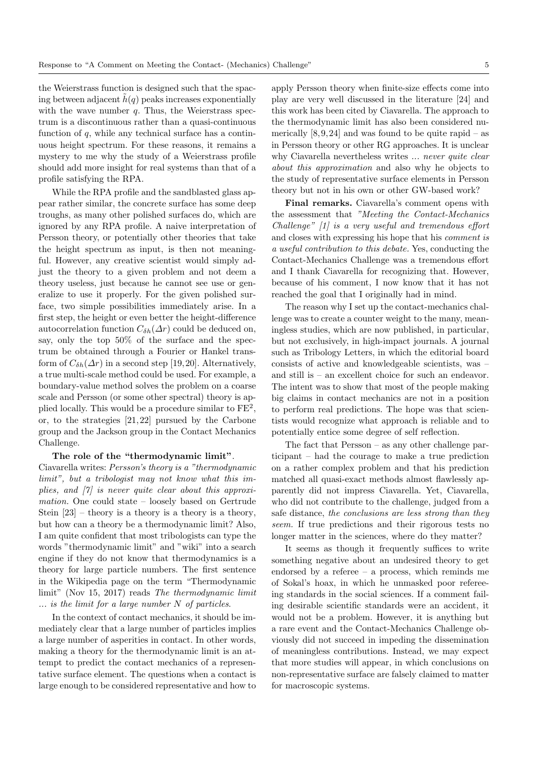the Weierstrass function is designed such that the spacing between adjacent $\tilde{h}(q)$ peaks increases exponentially with the wave number $q$. Thus, the Weierstrass spectrum is a discontinuous rather than a quasi-continuous function of $q$, while any technical surface has a continuous height spectrum. For these reasons, it remains a mystery to me why the study of a Weierstrass profile should add more insight for real systems than that of a profile satisfying the RPA.

While the RPA profile and the sandblasted glass appear rather similar, the concrete surface has some deep troughs, as many other polished surfaces do, which are ignored by any RPA profile. A naive interpretation of Persson theory, or potentially other theories that take the height spectrum as input, is then not meaningful. However, any creative scientist would simply adjust the theory to a given problem and not deem a theory useless, just because he cannot see use or generalize to use it properly. For the given polished surface, two simple possibilities immediately arise. In a first step, the height or even better the height-difference autocorrelation function $C_{\delta h}(\Delta r)$ could be deduced on, say, only the top 50% of the surface and the spectrum be obtained through a Fourier or Hankel transform of $C_{\delta h}(\Delta r)$ in a second step [19,20]. Alternatively, a true multi-scale method could be used. For example, a boundary-value method solves the problem on a coarse scale and Persson (or some other spectral) theory is applied locally. This would be a procedure similar to $\text{FE}^2$, or, to the strategies [21,22] pursued by the Carbone group and the Jackson group in the Contact Mechanics Challenge.

**The role of the "thermodynamic limit"**. Ciavarella writes: *Persson's theory is a "thermodynamic limit", but a tribologist may not know what this implies, and [7] is never quite clear about this approximation.* One could state – loosely based on Gertrude Stein [23] – theory is a theory is a theory is a theory, but how can a theory be a thermodynamic limit? Also, I am quite confident that most tribologists can type the words "thermodynamic limit" and "wiki" into a search engine if they do not know that thermodynamics is a theory for large particle numbers. The first sentence in the Wikipedia page on the term "Thermodynamic limit" (Nov 15, 2017) reads *The thermodynamic limit ... is the limit for a large number N of particles*.

In the context of contact mechanics, it should be immediately clear that a large number of particles implies a large number of asperities in contact. In other words, making a theory for the thermodynamic limit is an attempt to predict the contact mechanics of a representative surface element. The questions when a contact is large enough to be considered representative and how to apply Persson theory when finite-size effects come into play are very well discussed in the literature [24] and this work has been cited by Ciavarella. The approach to the thermodynamic limit has also been considered numerically [8,9,24] and was found to be quite rapid – as in Persson theory or other RG approaches. It is unclear why Ciavarella nevertheless writes *... never quite clear about this approximation* and also why he objects to the study of representative surface elements in Persson theory but not in his own or other GW-based work?

**Final remarks.** Ciavarella's comment opens with the assessment that *"Meeting the Contact-Mechanics Challenge" [1] is a very useful and tremendous effort* and closes with expressing his hope that his *comment is a useful contribution to this debate.* Yes, conducting the Contact-Mechanics Challenge was a tremendous effort and I thank Ciavarella for recognizing that. However, because of his comment, I now know that it has not reached the goal that I originally had in mind.

The reason why I set up the contact-mechanics challenge was to create a counter weight to the many, meaningless studies, which are now published, in particular, but not exclusively, in high-impact journals. A journal such as Tribology Letters, in which the editorial board consists of active and knowledgeable scientists, was – and still is – an excellent choice for such an endeavor. The intent was to show that most of the people making big claims in contact mechanics are not in a position to perform real predictions. The hope was that scientists would recognize what approach is reliable and to potentially entice some degree of self reflection.

The fact that Persson – as any other challenge participant – had the courage to make a true prediction on a rather complex problem and that his prediction matched all quasi-exact methods almost flawlessly apparently did not impress Ciavarella. Yet, Ciavarella, who did not contribute to the challenge, judged from a safe distance, *the conclusions are less strong than they seem.* If true predictions and their rigorous tests no longer matter in the sciences, where do they matter?

It seems as though it frequently suffices to write something negative about an undesired theory to get endorsed by a referee – a process, which reminds me of Sokal's hoax, in which he unmasked poor refereeing standards in the social sciences. If a comment failing desirable scientific standards were an accident, it would not be a problem. However, it is anything but a rare event and the Contact-Mechanics Challenge obviously did not succeed in impeding the dissemination of meaningless contributions. Instead, we may expect that more studies will appear, in which conclusions on non-representative surface are falsely claimed to matter for macroscopic systems.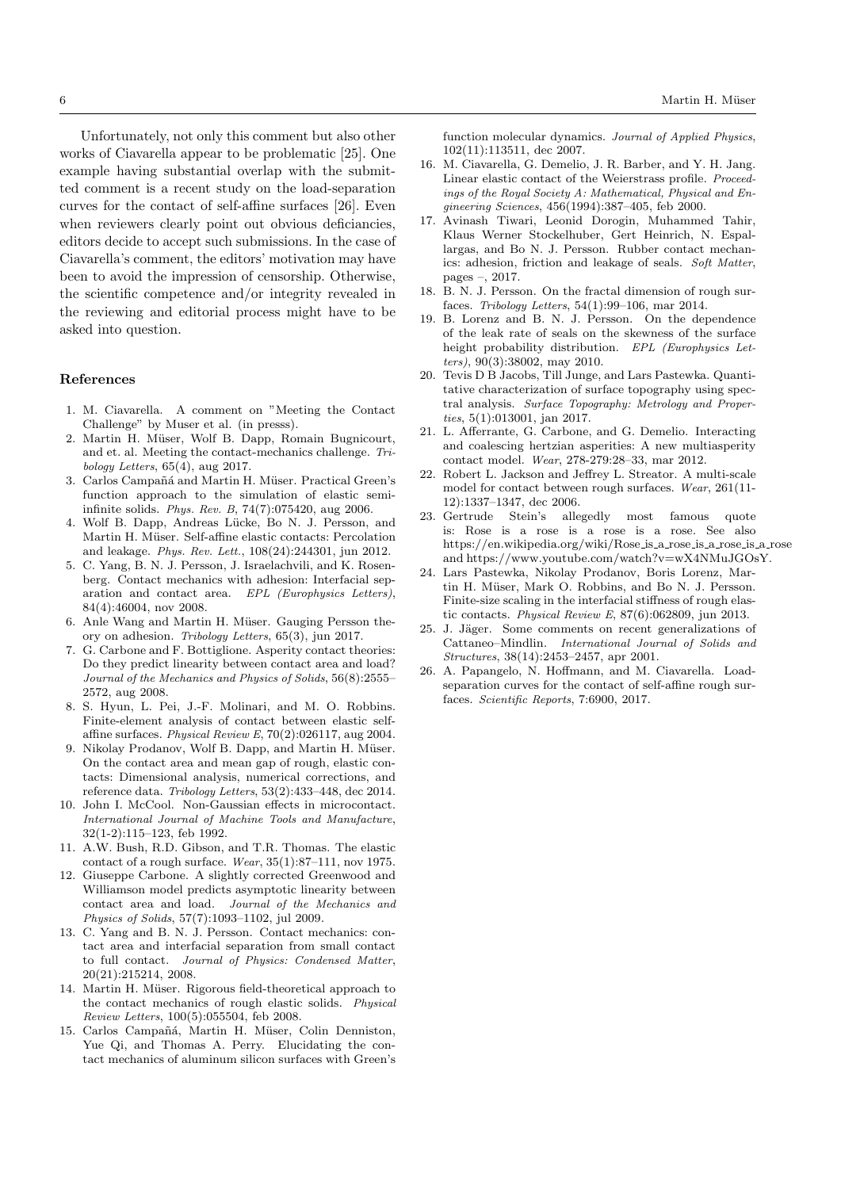Unfortunately, not only this comment but also other works of Ciavarella appear to be problematic [25]. One example having substantial overlap with the submitted comment is a recent study on the load-separation curves for the contact of self-affine surfaces [26]. Even when reviewers clearly point out obvious deficiancies, editors decide to accept such submissions. In the case of Ciavarella's comment, the editors' motivation may have been to avoid the impression of censorship. Otherwise, the scientific competence and/or integrity revealed in the reviewing and editorial process might have to be asked into question.

## References

1. M. Ciavarella. A comment on "Meeting the Contact Challenge" by Muser et al. (in presss).
2. Martin H. Müser, Wolf B. Dapp, Romain Bugnicourt, and et. al. Meeting the contact-mechanics challenge. *Tribology Letters*, 65(4), aug 2017.
3. Carlos Campañá and Martin H. Müser. Practical Green's function approach to the simulation of elastic semi-infinite solids. *Phys. Rev. B*, 74(7):075420, aug 2006.
4. Wolf B. Dapp, Andreas Lücke, Bo N. J. Persson, and Martin H. Müser. Self-affine elastic contacts: Percolation and leakage. *Phys. Rev. Lett.*, 108(24):244301, jun 2012.
5. C. Yang, B. N. J. Persson, J. Israelachvili, and K. Rosenberg. Contact mechanics with adhesion: Interfacial separation and contact area. *EPL (Europhysics Letters)*, 84(4):46004, nov 2008.
6. Anle Wang and Martin H. Müser. Gauging Persson theory on adhesion. *Tribology Letters*, 65(3), jun 2017.
7. G. Carbone and F. Bottiglione. Asperity contact theories: Do they predict linearity between contact area and load? *Journal of the Mechanics and Physics of Solids*, 56(8):2555–2572, aug 2008.
8. S. Hyun, L. Pei, J.-F. Molinari, and M. O. Robbins. Finite-element analysis of contact between elastic self-affine surfaces. *Physical Review E*, 70(2):026117, aug 2004.
9. Nikolay Prodanov, Wolf B. Dapp, and Martin H. Müser. On the contact area and mean gap of rough, elastic contacts: Dimensional analysis, numerical corrections, and reference data. *Tribology Letters*, 53(2):433–448, dec 2014.
10. John I. McCool. Non-Gaussian effects in microcontact. *International Journal of Machine Tools and Manufacture*, 32(1-2):115–123, feb 1992.
11. A.W. Bush, R.D. Gibson, and T.R. Thomas. The elastic contact of a rough surface. *Wear*, 35(1):87–111, nov 1975.
12. Giuseppe Carbone. A slightly corrected Greenwood and Williamson model predicts asymptotic linearity between contact area and load. *Journal of the Mechanics and Physics of Solids*, 57(7):1093–1102, jul 2009.
13. C. Yang and B. N. J. Persson. Contact mechanics: contact area and interfacial separation from small contact to full contact. *Journal of Physics: Condensed Matter*, 20(21):215214, 2008.
14. Martin H. Müser. Rigorous field-theoretical approach to the contact mechanics of rough elastic solids. *Physical Review Letters*, 100(5):055504, feb 2008.
15. Carlos Campañá, Martin H. Müser, Colin Denniston, Yue Qi, and Thomas A. Perry. Elucidating the contact mechanics of aluminum silicon surfaces with Green's function molecular dynamics. *Journal of Applied Physics*, 102(11):113511, dec 2007.
16. M. Ciavarella, G. Demelio, J. R. Barber, and Y. H. Jang. Linear elastic contact of the Weierstrass profile. *Proceedings of the Royal Society A: Mathematical, Physical and Engineering Sciences*, 456(1994):387–405, feb 2000.
17. Avinash Tiwari, Leonid Dorogin, Muhammed Tahir, Klaus Werner Stockelhuber, Gert Heinrich, N. Espallargas, and Bo N. J. Persson. Rubber contact mechanics: adhesion, friction and leakage of seals. *Soft Matter*, pages –, 2017.
18. B. N. J. Persson. On the fractal dimension of rough surfaces. *Tribology Letters*, 54(1):99–106, mar 2014.
19. B. Lorenz and B. N. J. Persson. On the dependence of the leak rate of seals on the skewness of the surface height probability distribution. *EPL (Europhysics Letters)*, 90(3):38002, may 2010.
20. Tevis D B Jacobs, Till Junge, and Lars Pastewka. Quantitative characterization of surface topography using spectral analysis. *Surface Topography: Metrology and Properties*, 5(1):013001, jan 2017.
21. L. Afferrante, G. Carbone, and G. Demelio. Interacting and coalescing hertzian asperities: A new multiasperity contact model. *Wear*, 278-279:28–33, mar 2012.
22. Robert L. Jackson and Jeffrey L. Streator. A multi-scale model for contact between rough surfaces. *Wear*, 261(11-12):1337–1347, dec 2006.
23. Gertrude Stein's allegedly most famous quote is: Rose is a rose is a rose is a rose. See also https://en.wikipedia.org/wiki/Rose_is_a_rose_is_a_rose_is_a_rose and https://www.youtube.com/watch?v=wX4NMuJGOsY.
24. Lars Pastewka, Nikolay Prodanov, Boris Lorenz, Martin H. Müser, Mark O. Robbins, and Bo N. J. Persson. Finite-size scaling in the interfacial stiffness of rough elastic contacts. *Physical Review E*, 87(6):062809, jun 2013.
25. J. Jäger. Some comments on recent generalizations of Cattaneo–Mindlin. *International Journal of Solids and Structures*, 38(14):2453–2457, apr 2001.
26. A. Papangelo, N. Hoffmann, and M. Ciavarella. Load-separation curves for the contact of self-affine rough surfaces. *Scientific Reports*, 7:6900, 2017.